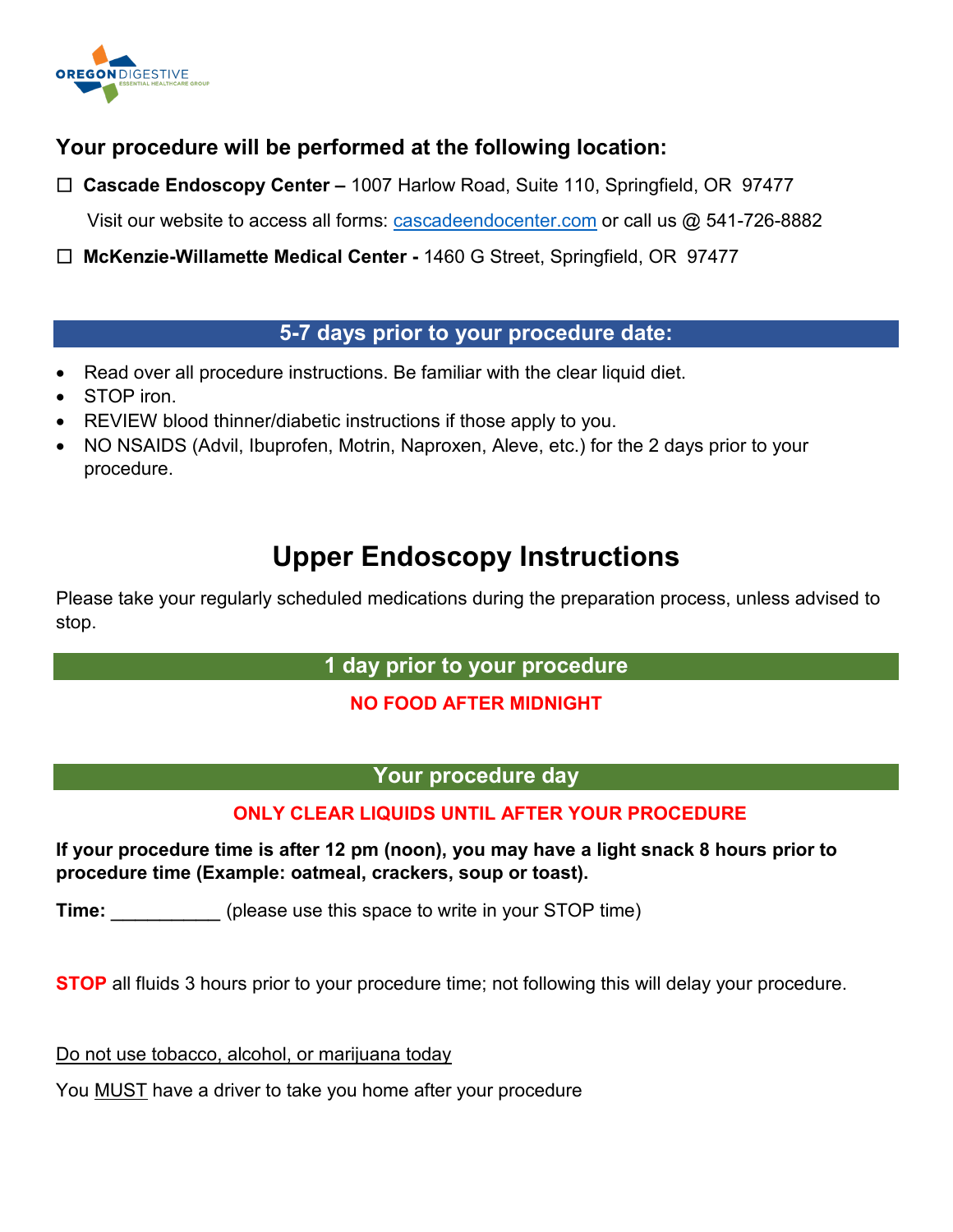OREGON DIGESTIVE
ESSENTIAL HEALTHCARE GROUP

**Your procedure will be performed at the following location:**

☐ **Cascade Endoscopy Center –** 1007 Harlow Road, Suite 110, Springfield, OR 97477

Visit our website to access all forms: [cascadeendocenter.com](cascadeendocenter.com) or call us @ 541-726-8882

☐ **McKenzie-Willamette Medical Center -** 1460 G Street, Springfield, OR 97477

## 5-7 days prior to your procedure date:

- Read over all procedure instructions. Be familiar with the clear liquid diet.
- STOP iron.
- REVIEW blood thinner/diabetic instructions if those apply to you.
- NO NSAIDS (Advil, Ibuprofen, Motrin, Naproxen, Aleve, etc.) for the 2 days prior to your procedure.

# Upper Endoscopy Instructions

Please take your regularly scheduled medications during the preparation process, unless advised to stop.

## 1 day prior to your procedure

**NO FOOD AFTER MIDNIGHT**

## Your procedure day

**ONLY CLEAR LIQUIDS UNTIL AFTER YOUR PROCEDURE**

**If your procedure time is after 12 pm (noon), you may have a light snack 8 hours prior to procedure time (Example: oatmeal, crackers, soup or toast).**

**Time:** __________ (please use this space to write in your STOP time)

**STOP** all fluids 3 hours prior to your procedure time; not following this will delay your procedure.

Do not use tobacco, alcohol, or marijuana today

You MUST have a driver to take you home after your procedure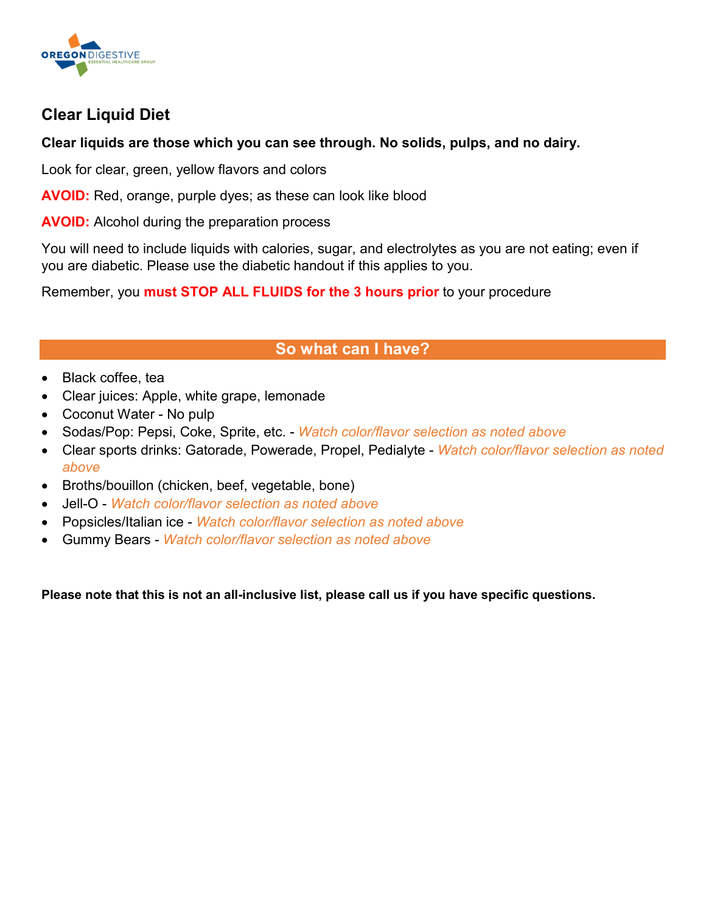## Clear Liquid Diet

**Clear liquids are those which you can see through. No solids, pulps, and no dairy.**

Look for clear, green, yellow flavors and colors

**AVOID:** Red, orange, purple dyes; as these can look like blood

**AVOID:** Alcohol during the preparation process

You will need to include liquids with calories, sugar, and electrolytes as you are not eating; even if you are diabetic. Please use the diabetic handout if this applies to you.

Remember, you **must STOP ALL FLUIDS for the 3 hours prior** to your procedure

### So what can I have?

- Black coffee, tea
- Clear juices: Apple, white grape, lemonade
- Coconut Water - No pulp
- Sodas/Pop: Pepsi, Coke, Sprite, etc. - *Watch color/flavor selection as noted above*
- Clear sports drinks: Gatorade, Powerade, Propel, Pedialyte - *Watch color/flavor selection as noted above*
- Broths/bouillon (chicken, beef, vegetable, bone)
- Jell-O - *Watch color/flavor selection as noted above*
- Popsicles/Italian ice - *Watch color/flavor selection as noted above*
- Gummy Bears - *Watch color/flavor selection as noted above*

**Please note that this is not an all-inclusive list, please call us if you have specific questions.**